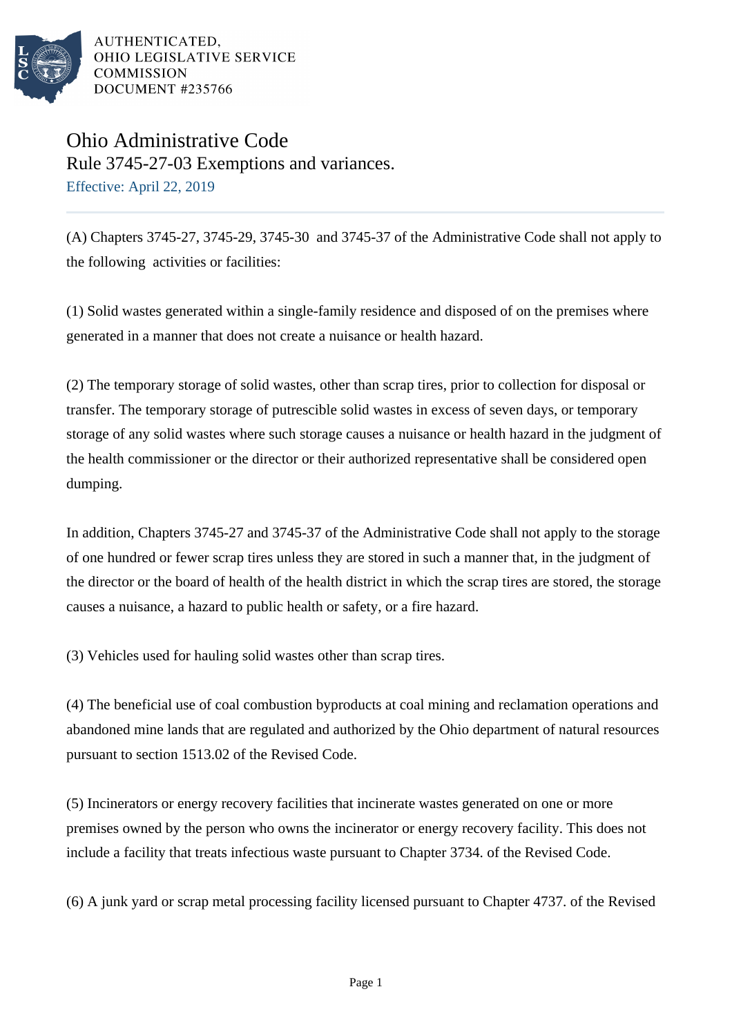AUTHENTICATED,
OHIO LEGISLATIVE SERVICE
COMMISSION
DOCUMENT #235766

# Ohio Administrative Code

## Rule 3745-27-03 Exemptions and variances.

Effective: April 22, 2019

---

(A) Chapters 3745-27, 3745-29, 3745-30 and 3745-37 of the Administrative Code shall not apply to the following activities or facilities:

(1) Solid wastes generated within a single-family residence and disposed of on the premises where generated in a manner that does not create a nuisance or health hazard.

(2) The temporary storage of solid wastes, other than scrap tires, prior to collection for disposal or transfer. The temporary storage of putrescible solid wastes in excess of seven days, or temporary storage of any solid wastes where such storage causes a nuisance or health hazard in the judgment of the health commissioner or the director or their authorized representative shall be considered open dumping.

In addition, Chapters 3745-27 and 3745-37 of the Administrative Code shall not apply to the storage of one hundred or fewer scrap tires unless they are stored in such a manner that, in the judgment of the director or the board of health of the health district in which the scrap tires are stored, the storage causes a nuisance, a hazard to public health or safety, or a fire hazard.

(3) Vehicles used for hauling solid wastes other than scrap tires.

(4) The beneficial use of coal combustion byproducts at coal mining and reclamation operations and abandoned mine lands that are regulated and authorized by the Ohio department of natural resources pursuant to section 1513.02 of the Revised Code.

(5) Incinerators or energy recovery facilities that incinerate wastes generated on one or more premises owned by the person who owns the incinerator or energy recovery facility. This does not include a facility that treats infectious waste pursuant to Chapter 3734. of the Revised Code.

(6) A junk yard or scrap metal processing facility licensed pursuant to Chapter 4737. of the Revised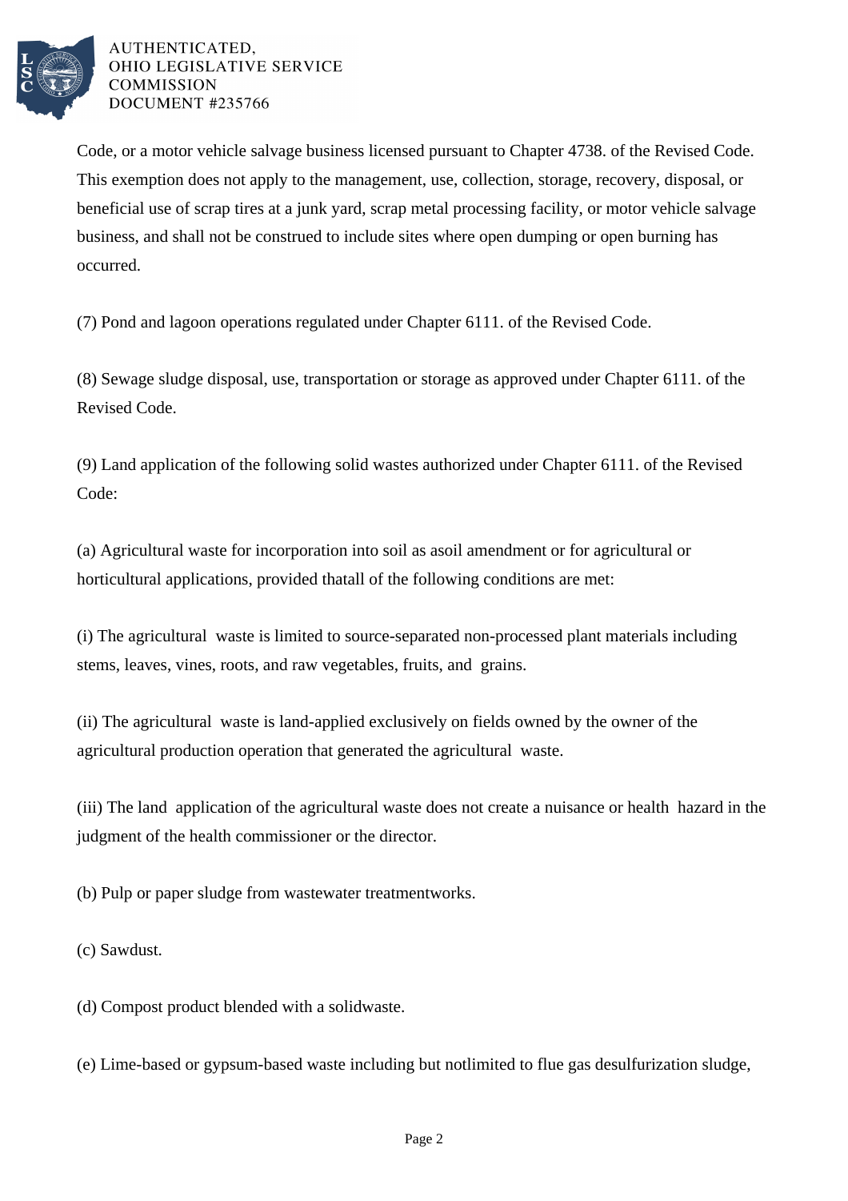Code, or a motor vehicle salvage business licensed pursuant to Chapter 4738. of the Revised Code. This exemption does not apply to the management, use, collection, storage, recovery, disposal, or beneficial use of scrap tires at a junk yard, scrap metal processing facility, or motor vehicle salvage business, and shall not be construed to include sites where open dumping or open burning has occurred.

(7) Pond and lagoon operations regulated under Chapter 6111. of the Revised Code.

(8) Sewage sludge disposal, use, transportation or storage as approved under Chapter 6111. of the Revised Code.

(9) Land application of the following solid wastes authorized under Chapter 6111. of the Revised Code:

(a) Agricultural waste for incorporation into soil as asoil amendment or for agricultural or horticultural applications, provided thatall of the following conditions are met:

(i) The agricultural waste is limited to source-separated non-processed plant materials including stems, leaves, vines, roots, and raw vegetables, fruits, and grains.

(ii) The agricultural waste is land-applied exclusively on fields owned by the owner of the agricultural production operation that generated the agricultural waste.

(iii) The land application of the agricultural waste does not create a nuisance or health hazard in the judgment of the health commissioner or the director.

(b) Pulp or paper sludge from wastewater treatmentworks.

(c) Sawdust.

(d) Compost product blended with a solidwaste.

(e) Lime-based or gypsum-based waste including but notlimited to flue gas desulfurization sludge,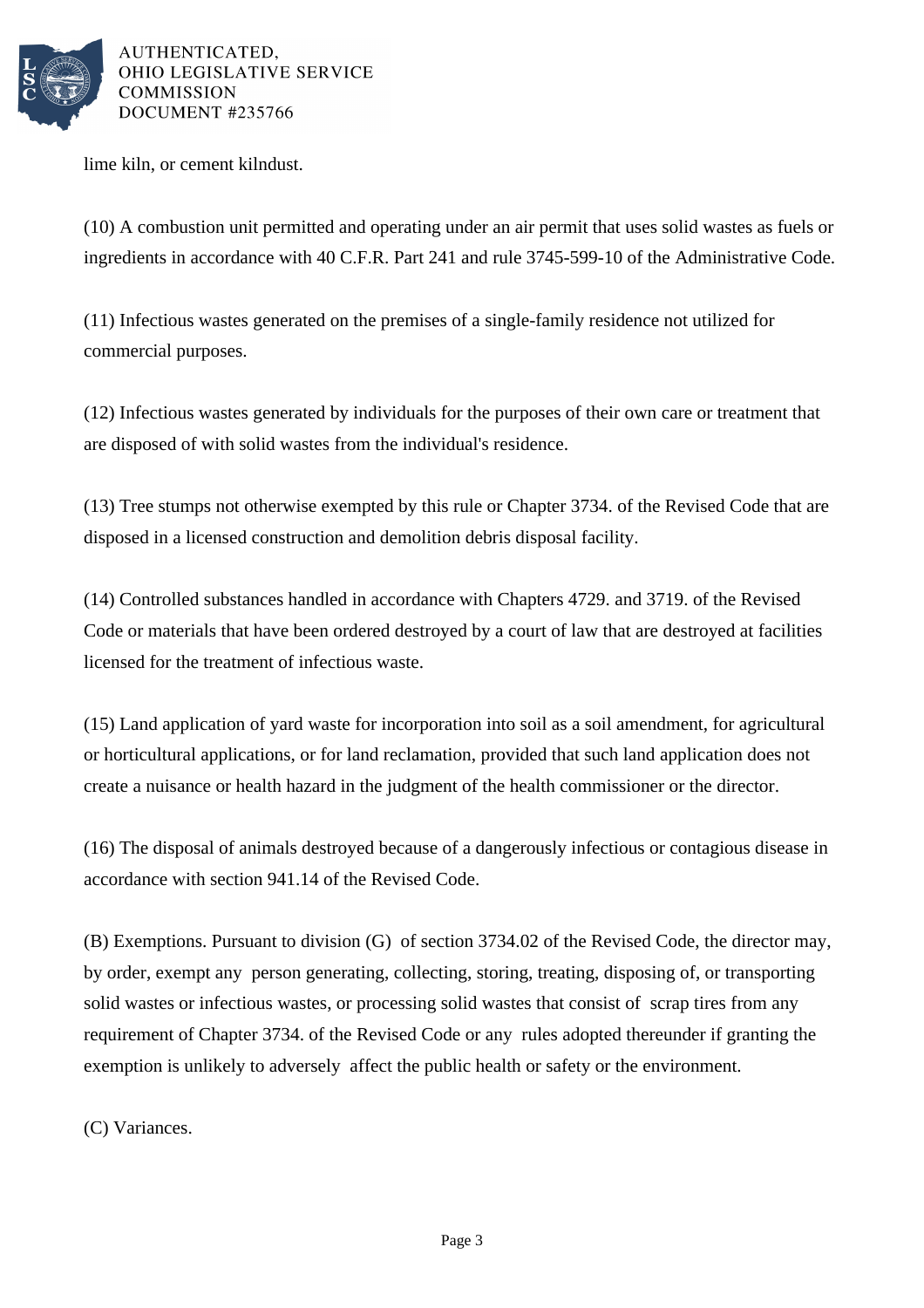lime kiln, or cement kilndust.

(10) A combustion unit permitted and operating under an air permit that uses solid wastes as fuels or ingredients in accordance with 40 C.F.R. Part 241 and rule 3745-599-10 of the Administrative Code.

(11) Infectious wastes generated on the premises of a single-family residence not utilized for commercial purposes.

(12) Infectious wastes generated by individuals for the purposes of their own care or treatment that are disposed of with solid wastes from the individual's residence.

(13) Tree stumps not otherwise exempted by this rule or Chapter 3734. of the Revised Code that are disposed in a licensed construction and demolition debris disposal facility.

(14) Controlled substances handled in accordance with Chapters 4729. and 3719. of the Revised Code or materials that have been ordered destroyed by a court of law that are destroyed at facilities licensed for the treatment of infectious waste.

(15) Land application of yard waste for incorporation into soil as a soil amendment, for agricultural or horticultural applications, or for land reclamation, provided that such land application does not create a nuisance or health hazard in the judgment of the health commissioner or the director.

(16) The disposal of animals destroyed because of a dangerously infectious or contagious disease in accordance with section 941.14 of the Revised Code.

(B) Exemptions. Pursuant to division (G) of section 3734.02 of the Revised Code, the director may, by order, exempt any person generating, collecting, storing, treating, disposing of, or transporting solid wastes or infectious wastes, or processing solid wastes that consist of scrap tires from any requirement of Chapter 3734. of the Revised Code or any rules adopted thereunder if granting the exemption is unlikely to adversely affect the public health or safety or the environment.

(C) Variances.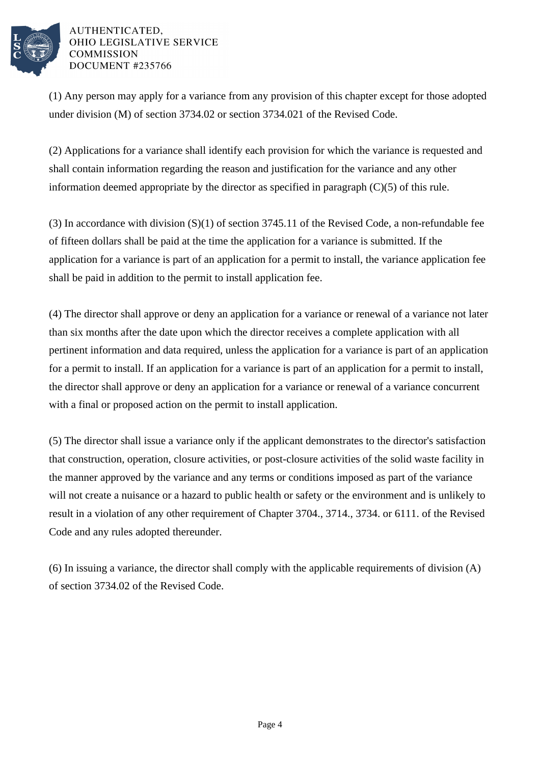(1) Any person may apply for a variance from any provision of this chapter except for those adopted under division (M) of section 3734.02 or section 3734.021 of the Revised Code.

(2) Applications for a variance shall identify each provision for which the variance is requested and shall contain information regarding the reason and justification for the variance and any other information deemed appropriate by the director as specified in paragraph (C)(5) of this rule.

(3) In accordance with division (S)(1) of section 3745.11 of the Revised Code, a non-refundable fee of fifteen dollars shall be paid at the time the application for a variance is submitted. If the application for a variance is part of an application for a permit to install, the variance application fee shall be paid in addition to the permit to install application fee.

(4) The director shall approve or deny an application for a variance or renewal of a variance not later than six months after the date upon which the director receives a complete application with all pertinent information and data required, unless the application for a variance is part of an application for a permit to install. If an application for a variance is part of an application for a permit to install, the director shall approve or deny an application for a variance or renewal of a variance concurrent with a final or proposed action on the permit to install application.

(5) The director shall issue a variance only if the applicant demonstrates to the director's satisfaction that construction, operation, closure activities, or post-closure activities of the solid waste facility in the manner approved by the variance and any terms or conditions imposed as part of the variance will not create a nuisance or a hazard to public health or safety or the environment and is unlikely to result in a violation of any other requirement of Chapter 3704., 3714., 3734. or 6111. of the Revised Code and any rules adopted thereunder.

(6) In issuing a variance, the director shall comply with the applicable requirements of division (A) of section 3734.02 of the Revised Code.